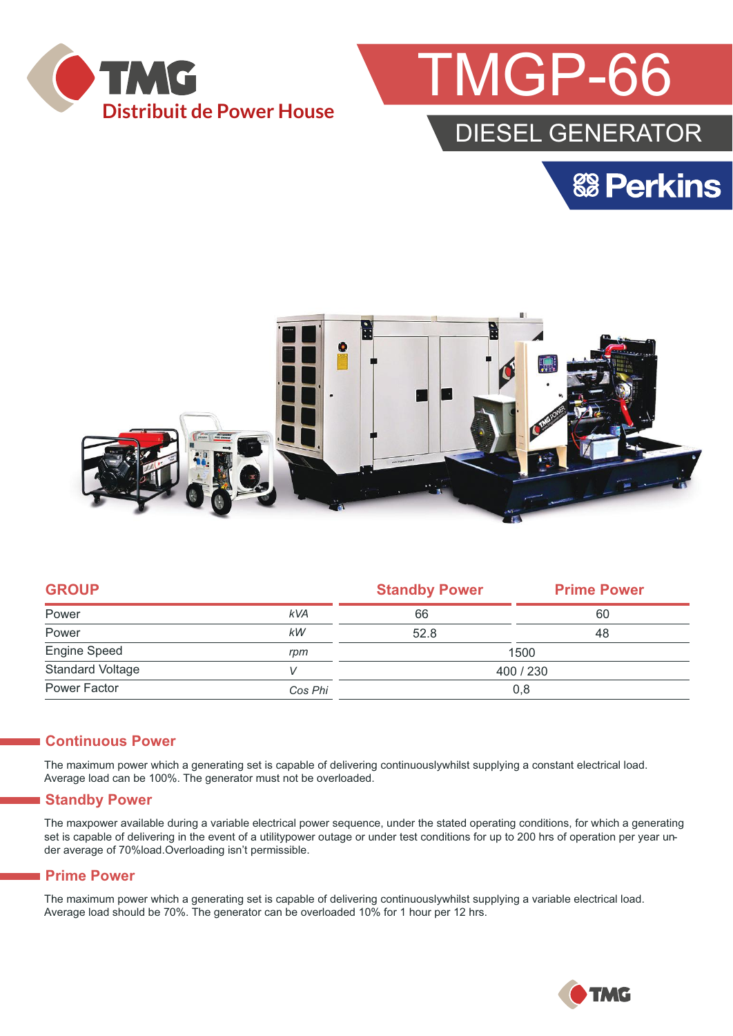TMG
Distribuit de Power House

# TMGP-66

## DIESEL GENERATOR

Perkins

| GROUP | | Standby Power | Prime Power |
|---|---|---|---|
| Power | kVA | 66 | 60 |
| Power | kW | 52.8 | 48 |
| Engine Speed | rpm | 1500 | |
| Standard Voltage | V | 400 / 230 | |
| Power Factor | Cos Phi | 0,8 | |

## Continuous Power

The maximum power which a generating set is capable of delivering continuouslywhilst supplying a constant electrical load. Average load can be 100%. The generator must not be overloaded.

## Standby Power

The maxpower available during a variable electrical power sequence, under the stated operating conditions, for which a generating set is capable of delivering in the event of a utilitypower outage or under test conditions for up to 200 hrs of operation per year under average of 70%load.Overloading isn't permissible.

## Prime Power

The maximum power which a generating set is capable of delivering continuouslywhilst supplying a variable electrical load. Average load should be 70%. The generator can be overloaded 10% for 1 hour per 12 hrs.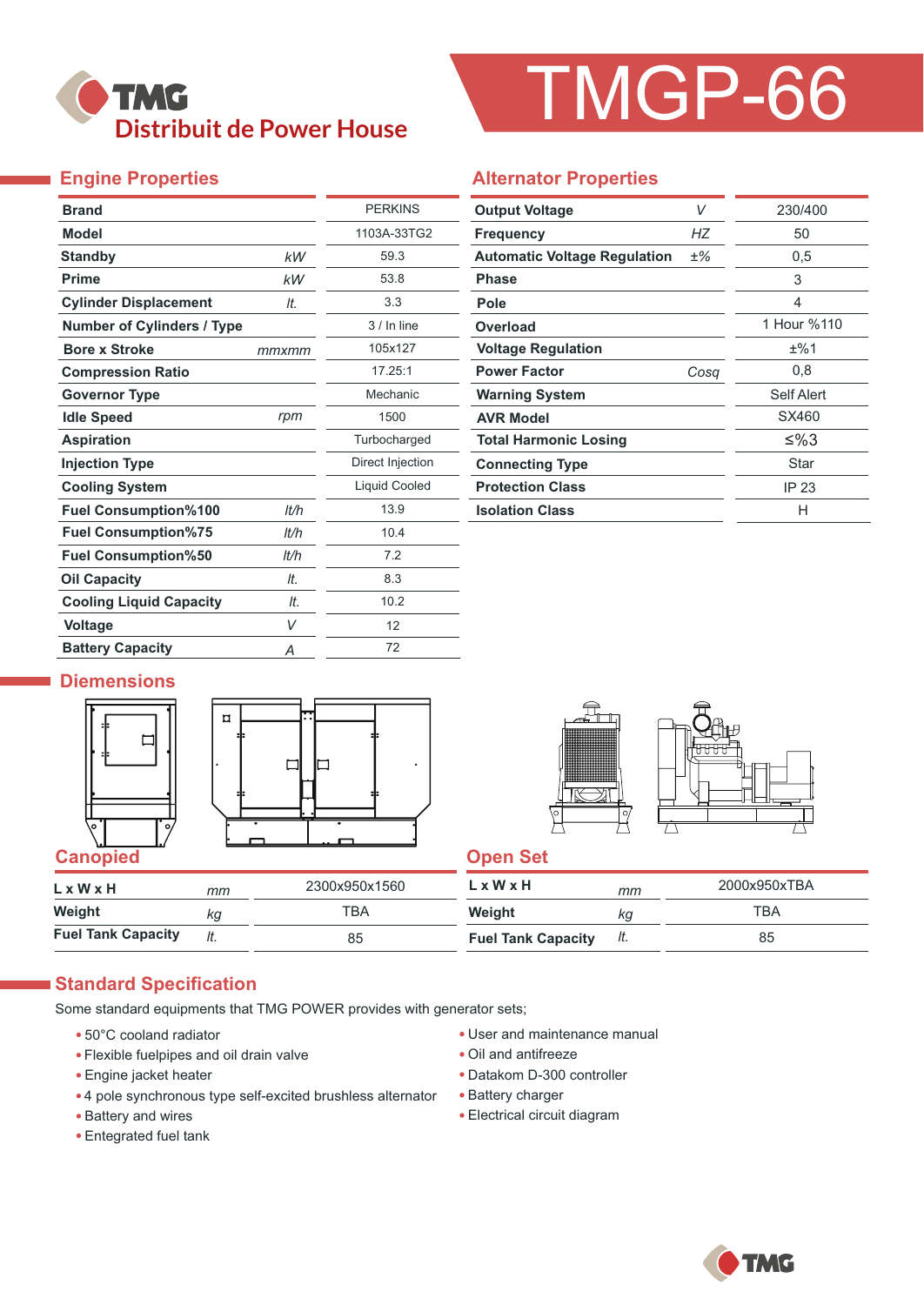# TMGP-66

TMG Distribuit de Power House

## Engine Properties

| Property | Unit | Value |
|---|---|---|
| Brand | | PERKINS |
| Model | | 1103A-33TG2 |
| Standby | kW | 59.3 |
| Prime | kW | 53.8 |
| Cylinder Displacement | lt. | 3.3 |
| Number of Cylinders / Type | | 3 / In line |
| Bore x Stroke | mmxmm | 105x127 |
| Compression Ratio | | 17.25:1 |
| Governor Type | | Mechanic |
| Idle Speed | rpm | 1500 |
| Aspiration | | Turbocharged |
| Injection Type | | Direct Injection |
| Cooling System | | Liquid Cooled |
| Fuel Consumption%100 | lt/h | 13.9 |
| Fuel Consumption%75 | lt/h | 10.4 |
| Fuel Consumption%50 | lt/h | 7.2 |
| Oil Capacity | lt. | 8.3 |
| Cooling Liquid Capacity | lt. | 10.2 |
| Voltage | V | 12 |
| Battery Capacity | A | 72 |

## Alternator Properties

| Property | Unit | Value |
|---|---|---|
| Output Voltage | V | 230/400 |
| Frequency | HZ | 50 |
| Automatic Voltage Regulation | ±% | 0,5 |
| Phase | | 3 |
| Pole | | 4 |
| Overload | | 1 Hour %110 |
| Voltage Regulation | | ±%1 |
| Power Factor | Cosq | 0,8 |
| Warning System | | Self Alert |
| AVR Model | | SX460 |
| Total Harmonic Losing | | ≤%3 |
| Connecting Type | | Star |
| Protection Class | | IP 23 |
| Isolation Class | | H |

## Diemensions

### Canopied

| | Unit | Value |
|---|---|---|
| L x W x H | mm | 2300x950x1560 |
| Weight | kg | TBA |
| Fuel Tank Capacity | lt. | 85 |

### Open Set

| | Unit | Value |
|---|---|---|
| L x W x H | mm | 2000x950xTBA |
| Weight | kg | TBA |
| Fuel Tank Capacity | lt. | 85 |

## Standard Specification

Some standard equipments that TMG POWER provides with generator sets;

- 50°C cooland radiator
- Flexible fuelpipes and oil drain valve
- Engine jacket heater
- 4 pole synchronous type self-excited brushless alternator
- Battery and wires
- Entegrated fuel tank
- User and maintenance manual
- Oil and antifreeze
- Datakom D-300 controller
- Battery charger
- Electrical circuit diagram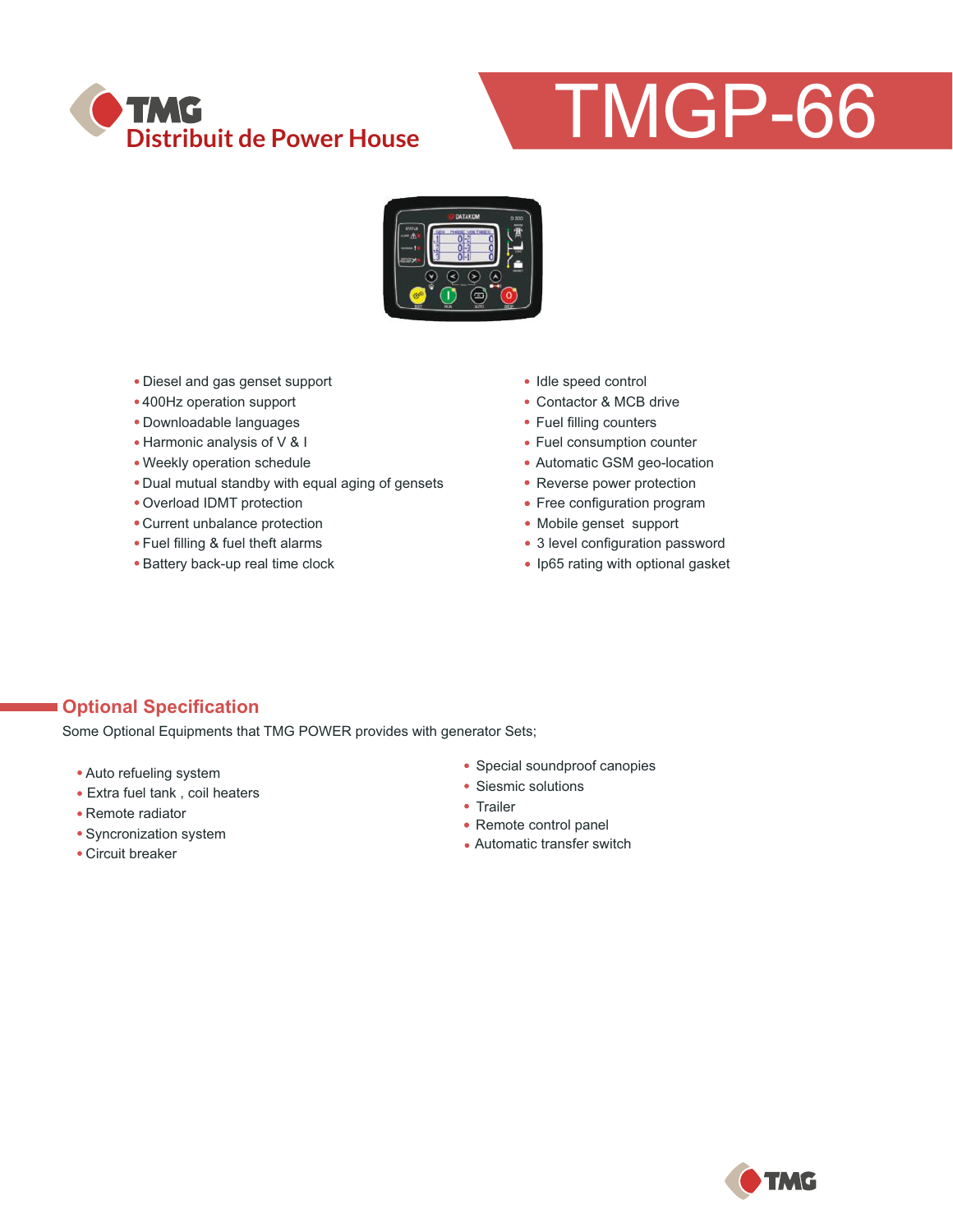# TMGP-66

TMG
Distribuit de Power House

- Diesel and gas genset support
- 400Hz operation support
- Downloadable languages
- Harmonic analysis of V & I
- Weekly operation schedule
- Dual mutual standby with equal aging of gensets
- Overload IDMT protection
- Current unbalance protection
- Fuel filling & fuel theft alarms
- Battery back-up real time clock
- Idle speed control
- Contactor & MCB drive
- Fuel filling counters
- Fuel consumption counter
- Automatic GSM geo-location
- Reverse power protection
- Free configuration program
- Mobile genset support
- 3 level configuration password
- Ip65 rating with optional gasket

## Optional Specification

Some Optional Equipments that TMG POWER provides with generator Sets;

- Auto refueling system
- Extra fuel tank , coil heaters
- Remote radiator
- Syncronization system
- Circuit breaker
- Special soundproof canopies
- Siesmic solutions
- Trailer
- Remote control panel
- Automatic transfer switch